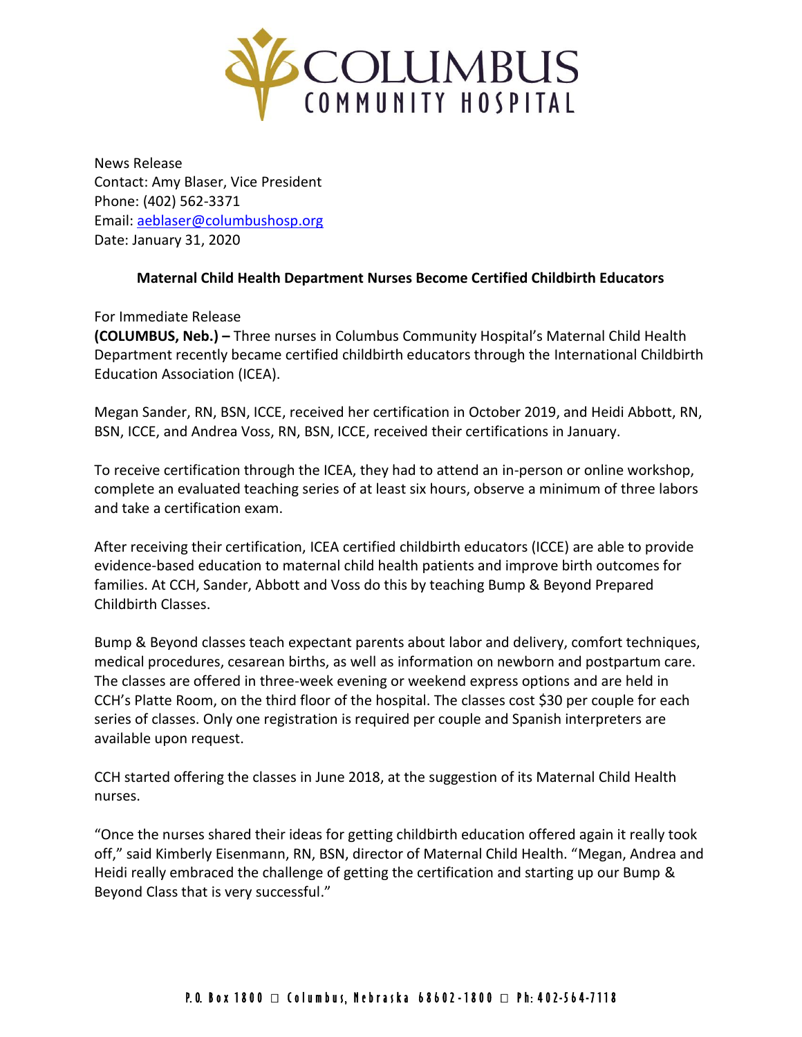# COLUMBUS COMMUNITY HOSPITAL

News Release
Contact: Amy Blaser, Vice President
Phone: (402) 562-3371
Email: aeblaser@columbushosp.org
Date: January 31, 2020

**Maternal Child Health Department Nurses Become Certified Childbirth Educators**

For Immediate Release
**(COLUMBUS, Neb.) –** Three nurses in Columbus Community Hospital's Maternal Child Health Department recently became certified childbirth educators through the International Childbirth Education Association (ICEA).

Megan Sander, RN, BSN, ICCE, received her certification in October 2019, and Heidi Abbott, RN, BSN, ICCE, and Andrea Voss, RN, BSN, ICCE, received their certifications in January.

To receive certification through the ICEA, they had to attend an in-person or online workshop, complete an evaluated teaching series of at least six hours, observe a minimum of three labors and take a certification exam.

After receiving their certification, ICEA certified childbirth educators (ICCE) are able to provide evidence-based education to maternal child health patients and improve birth outcomes for families. At CCH, Sander, Abbott and Voss do this by teaching Bump & Beyond Prepared Childbirth Classes.

Bump & Beyond classes teach expectant parents about labor and delivery, comfort techniques, medical procedures, cesarean births, as well as information on newborn and postpartum care. The classes are offered in three-week evening or weekend express options and are held in CCH's Platte Room, on the third floor of the hospital. The classes cost $30 per couple for each series of classes. Only one registration is required per couple and Spanish interpreters are available upon request.

CCH started offering the classes in June 2018, at the suggestion of its Maternal Child Health nurses.

"Once the nurses shared their ideas for getting childbirth education offered again it really took off," said Kimberly Eisenmann, RN, BSN, director of Maternal Child Health. "Megan, Andrea and Heidi really embraced the challenge of getting the certification and starting up our Bump & Beyond Class that is very successful."

P.O. Box 1800 □ Columbus, Nebraska 68602-1800 □ Ph: 402-564-7118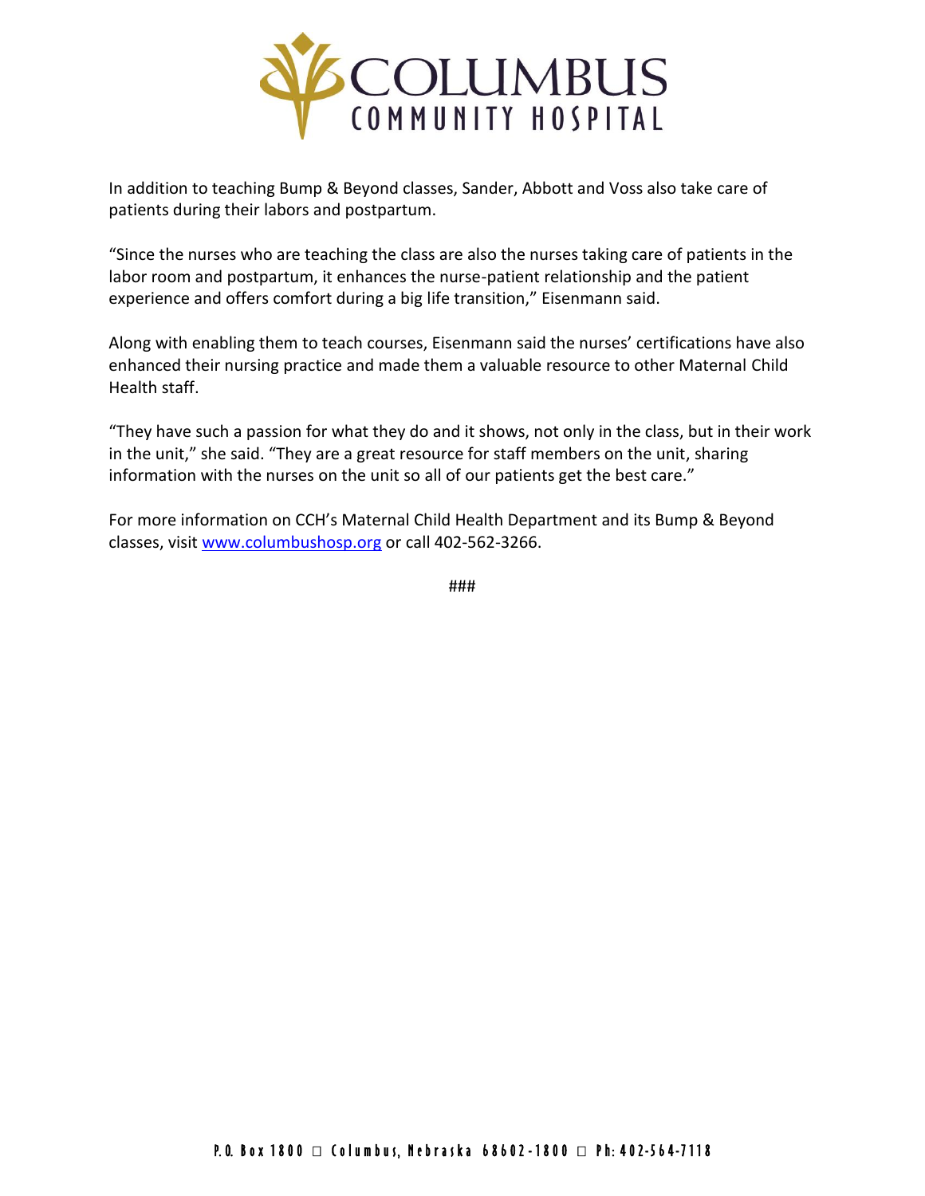In addition to teaching Bump & Beyond classes, Sander, Abbott and Voss also take care of patients during their labors and postpartum.

"Since the nurses who are teaching the class are also the nurses taking care of patients in the labor room and postpartum, it enhances the nurse-patient relationship and the patient experience and offers comfort during a big life transition," Eisenmann said.

Along with enabling them to teach courses, Eisenmann said the nurses' certifications have also enhanced their nursing practice and made them a valuable resource to other Maternal Child Health staff.

"They have such a passion for what they do and it shows, not only in the class, but in their work in the unit," she said. "They are a great resource for staff members on the unit, sharing information with the nurses on the unit so all of our patients get the best care."

For more information on CCH's Maternal Child Health Department and its Bump & Beyond classes, visit [www.columbushosp.org](http://www.columbushosp.org) or call 402-562-3266.

###